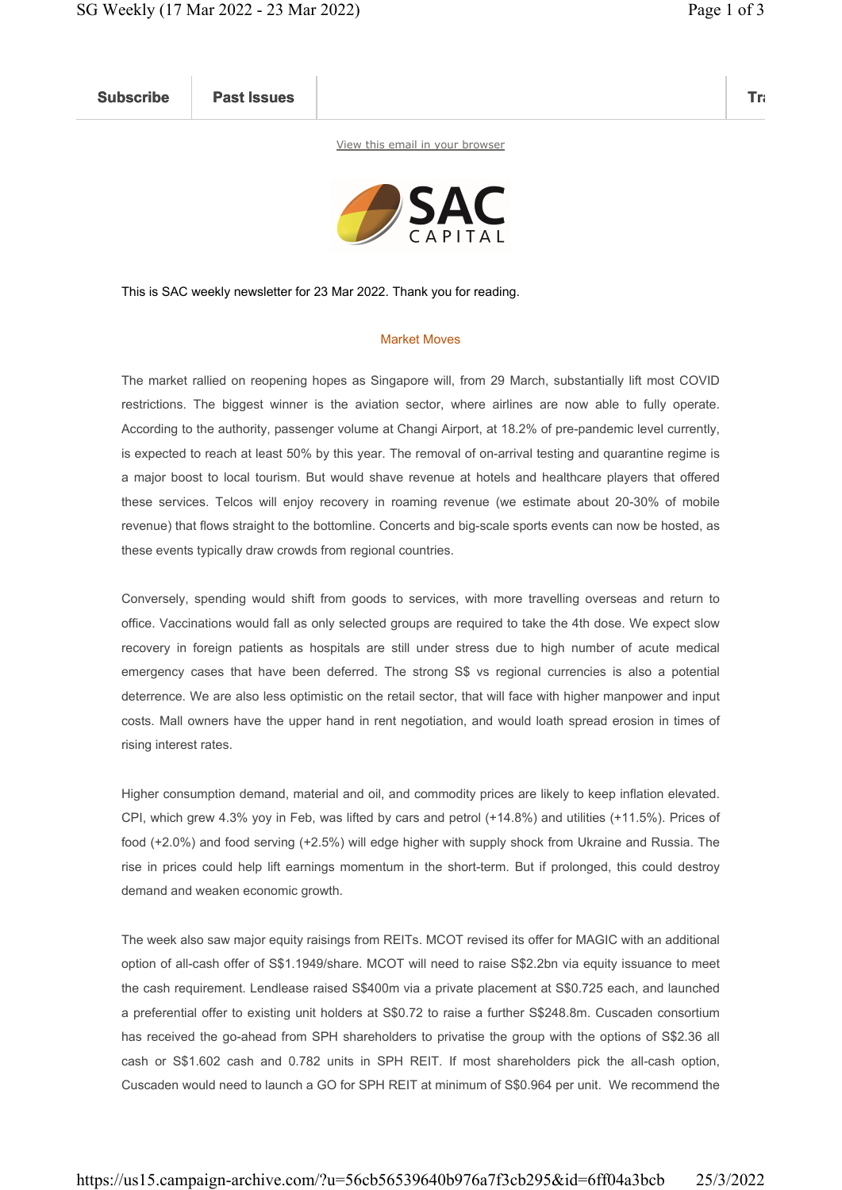Subscribe | Past Issues

View this email in your browser

SAC CAPITAL

This is SAC weekly newsletter for 23 Mar 2022. Thank you for reading.

## Market Moves

The market rallied on reopening hopes as Singapore will, from 29 March, substantially lift most COVID restrictions. The biggest winner is the aviation sector, where airlines are now able to fully operate. According to the authority, passenger volume at Changi Airport, at 18.2% of pre-pandemic level currently, is expected to reach at least 50% by this year. The removal of on-arrival testing and quarantine regime is a major boost to local tourism. But would shave revenue at hotels and healthcare players that offered these services. Telcos will enjoy recovery in roaming revenue (we estimate about 20-30% of mobile revenue) that flows straight to the bottomline. Concerts and big-scale sports events can now be hosted, as these events typically draw crowds from regional countries.

Conversely, spending would shift from goods to services, with more travelling overseas and return to office. Vaccinations would fall as only selected groups are required to take the 4th dose. We expect slow recovery in foreign patients as hospitals are still under stress due to high number of acute medical emergency cases that have been deferred. The strong S$ vs regional currencies is also a potential deterrence. We are also less optimistic on the retail sector, that will face with higher manpower and input costs. Mall owners have the upper hand in rent negotiation, and would loath spread erosion in times of rising interest rates.

Higher consumption demand, material and oil, and commodity prices are likely to keep inflation elevated. CPI, which grew 4.3% yoy in Feb, was lifted by cars and petrol (+14.8%) and utilities (+11.5%). Prices of food (+2.0%) and food serving (+2.5%) will edge higher with supply shock from Ukraine and Russia. The rise in prices could help lift earnings momentum in the short-term. But if prolonged, this could destroy demand and weaken economic growth.

The week also saw major equity raisings from REITs. MCOT revised its offer for MAGIC with an additional option of all-cash offer of S$1.1949/share. MCOT will need to raise S$2.2bn via equity issuance to meet the cash requirement. Lendlease raised S$400m via a private placement at S$0.725 each, and launched a preferential offer to existing unit holders at S$0.72 to raise a further S$248.8m. Cuscaden consortium has received the go-ahead from SPH shareholders to privatise the group with the options of S$2.36 all cash or S$1.602 cash and 0.782 units in SPH REIT. If most shareholders pick the all-cash option, Cuscaden would need to launch a GO for SPH REIT at minimum of S$0.964 per unit. We recommend the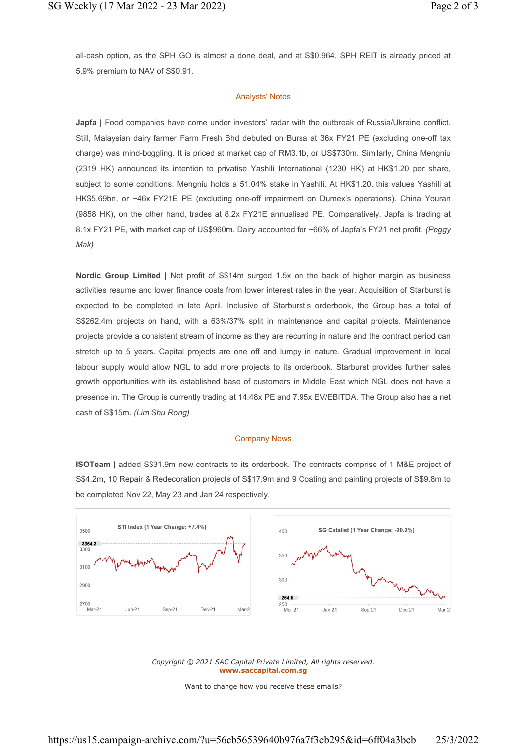all-cash option, as the SPH GO is almost a done deal, and at S$0.964, SPH REIT is already priced at 5.9% premium to NAV of S$0.91.

## Analysts' Notes

**Japfa |** Food companies have come under investors' radar with the outbreak of Russia/Ukraine conflict. Still, Malaysian dairy farmer Farm Fresh Bhd debuted on Bursa at 36x FY21 PE (excluding one-off tax charge) was mind-boggling. It is priced at market cap of RM3.1b, or US$730m. Similarly, China Mengniu (2319 HK) announced its intention to privatise Yashili International (1230 HK) at HK$1.20 per share, subject to some conditions. Mengniu holds a 51.04% stake in Yashili. At HK$1.20, this values Yashili at HK$5.69bn, or ~46x FY21E PE (excluding one-off impairment on Dumex's operations). China Youran (9858 HK), on the other hand, trades at 8.2x FY21E annualised PE. Comparatively, Japfa is trading at 8.1x FY21 PE, with market cap of US$960m. Dairy accounted for ~66% of Japfa's FY21 net profit. *(Peggy Mak)*

**Nordic Group Limited |** Net profit of S$14m surged 1.5x on the back of higher margin as business activities resume and lower finance costs from lower interest rates in the year. Acquisition of Starburst is expected to be completed in late April. Inclusive of Starburst's orderbook, the Group has a total of S$262.4m projects on hand, with a 63%/37% split in maintenance and capital projects. Maintenance projects provide a consistent stream of income as they are recurring in nature and the contract period can stretch up to 5 years. Capital projects are one off and lumpy in nature. Gradual improvement in local labour supply would allow NGL to add more projects to its orderbook. Starburst provides further sales growth opportunities with its established base of customers in Middle East which NGL does not have a presence in. The Group is currently trading at 14.48x PE and 7.95x EV/EBITDA. The Group also has a net cash of S$15m. *(Lim Shu Rong)*

## Company News

**ISOTeam |** added S$31.9m new contracts to its orderbook. The contracts comprise of 1 M&E project of S$4.2m, 10 Repair & Redecoration projects of S$17.9m and 9 Coating and painting projects of S$9.8m to be completed Nov 22, May 23 and Jan 24 respectively.

STI Index (1 Year Change: +7.4%)

SG Catalist (1 Year Change: -20.2%)

*Copyright © 2021 SAC Capital Private Limited, All rights reserved.*
**www.saccapital.com.sg**

Want to change how you receive these emails?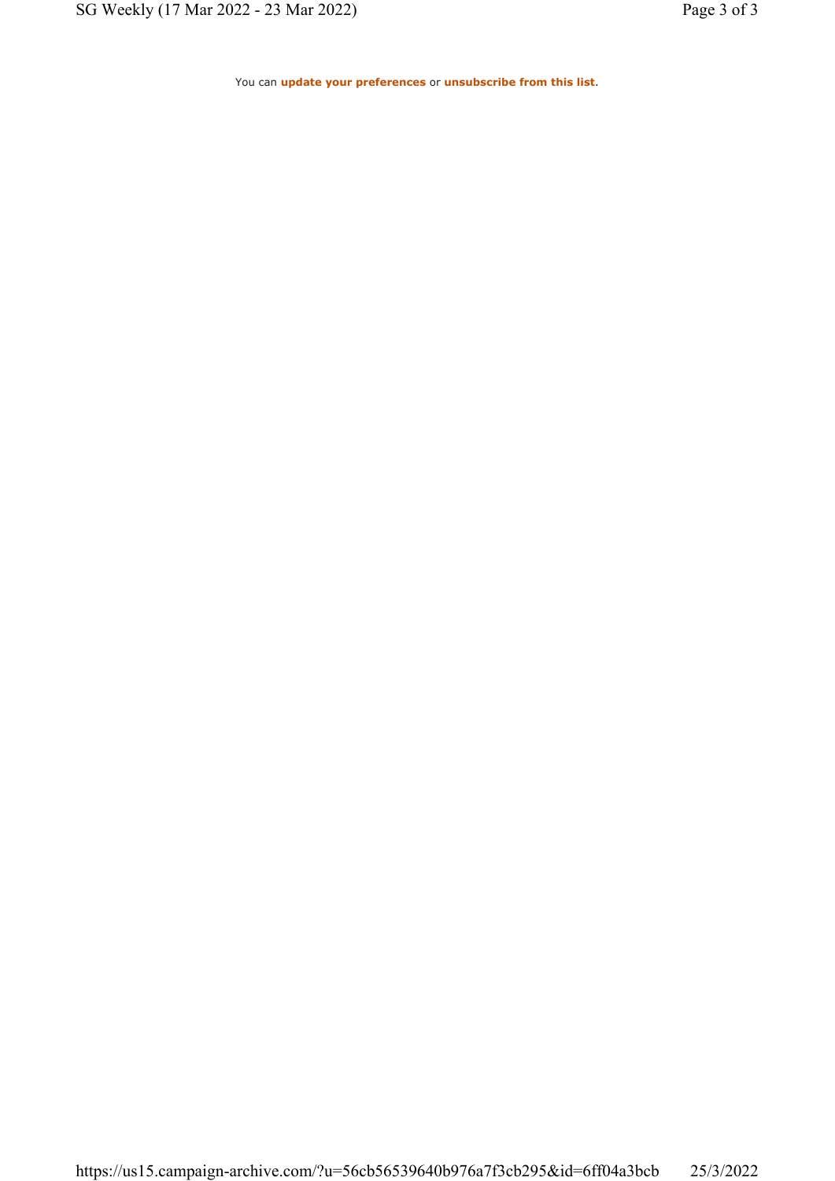You can **update your preferences** or **unsubscribe from this list**.